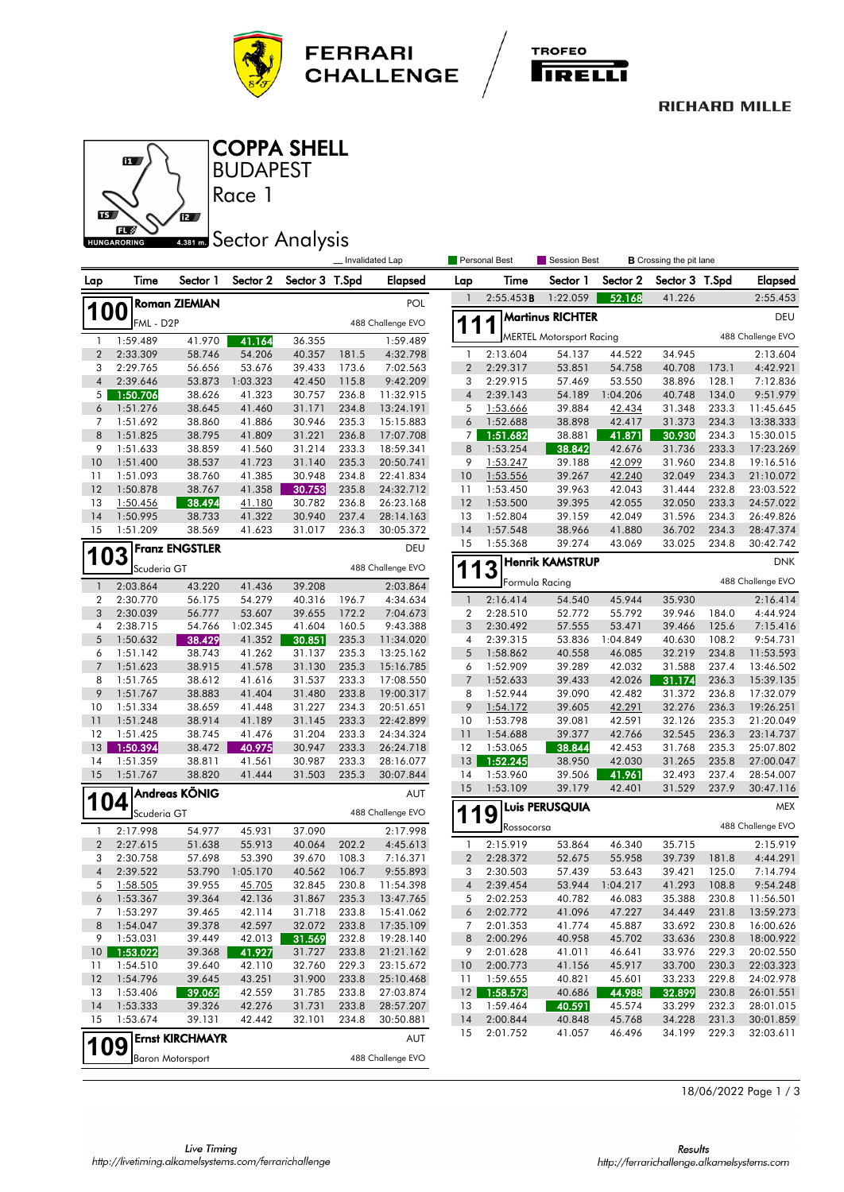# COPPA SHELL

## BUDAPEST

## Race 1

## Sector Analysis

HUNGARORING 4.381 m.

_ Invalidated Lap | Personal Best | Session Best | B Crossing the pit lane

### 100 Roman ZIEMIAN — POL
FML - D2P — 488 Challenge EVO

| Lap | Time | Sector 1 | Sector 2 | Sector 3 | T.Spd | Elapsed |
|---|---|---|---|---|---|---|
| 1 | 1:59.489 | 41.970 | 41.164 | 36.355 | | 1:59.489 |
| 2 | 2:33.309 | 58.746 | 54.206 | 40.357 | 181.5 | 4:32.798 |
| 3 | 2:29.765 | 56.656 | 53.676 | 39.433 | 173.6 | 7:02.563 |
| 4 | 2:39.646 | 53.873 | 1:03.323 | 42.450 | 115.8 | 9:42.209 |
| 5 | 1:50.706 | 38.626 | 41.323 | 30.757 | 236.8 | 11:32.915 |
| 6 | 1:51.276 | 38.645 | 41.460 | 31.171 | 234.8 | 13:24.191 |
| 7 | 1:51.692 | 38.860 | 41.886 | 30.946 | 235.3 | 15:15.883 |
| 8 | 1:51.825 | 38.795 | 41.809 | 31.221 | 236.8 | 17:07.708 |
| 9 | 1:51.633 | 38.859 | 41.560 | 31.214 | 233.3 | 18:59.341 |
| 10 | 1:51.400 | 38.537 | 41.723 | 31.140 | 235.3 | 20:50.741 |
| 11 | 1:51.093 | 38.760 | 41.385 | 30.948 | 234.8 | 22:41.834 |
| 12 | 1:50.878 | 38.767 | 41.358 | 30.753 | 235.8 | 24:32.712 |
| 13 | 1:50.456 | 38.494 | 41.180 | 30.782 | 236.8 | 26:23.168 |
| 14 | 1:50.995 | 38.733 | 41.322 | 30.940 | 237.4 | 28:14.163 |
| 15 | 1:51.209 | 38.569 | 41.623 | 31.017 | 236.3 | 30:05.372 |

### 103 Franz ENGSTLER — DEU
Scuderia GT — 488 Challenge EVO

| Lap | Time | Sector 1 | Sector 2 | Sector 3 | T.Spd | Elapsed |
|---|---|---|---|---|---|---|
| 1 | 2:03.864 | 43.220 | 41.436 | 39.208 | | 2:03.864 |
| 2 | 2:30.770 | 56.175 | 54.279 | 40.316 | 196.7 | 4:34.634 |
| 3 | 2:30.039 | 56.777 | 53.607 | 39.655 | 172.2 | 7:04.673 |
| 4 | 2:38.715 | 54.766 | 1:02.345 | 41.604 | 160.5 | 9:43.388 |
| 5 | 1:50.632 | 38.429 | 41.352 | 30.851 | 235.3 | 11:34.020 |
| 6 | 1:51.142 | 38.743 | 41.262 | 31.137 | 235.3 | 13:25.162 |
| 7 | 1:51.623 | 38.915 | 41.578 | 31.130 | 235.3 | 15:16.785 |
| 8 | 1:51.765 | 38.612 | 41.616 | 31.537 | 233.3 | 17:08.550 |
| 9 | 1:51.767 | 38.883 | 41.404 | 31.480 | 233.8 | 19:00.317 |
| 10 | 1:51.334 | 38.659 | 41.448 | 31.227 | 234.3 | 20:51.651 |
| 11 | 1:51.248 | 38.914 | 41.189 | 31.145 | 233.3 | 22:42.899 |
| 12 | 1:51.425 | 38.745 | 41.476 | 31.204 | 233.3 | 24:34.324 |
| 13 | 1:50.394 | 38.472 | 40.975 | 30.947 | 233.3 | 26:24.718 |
| 14 | 1:51.359 | 38.811 | 41.561 | 30.987 | 233.3 | 28:16.077 |
| 15 | 1:51.767 | 38.820 | 41.444 | 31.503 | 235.3 | 30:07.844 |

### 104 Andreas KÖNIG — AUT
Scuderia GT — 488 Challenge EVO

| Lap | Time | Sector 1 | Sector 2 | Sector 3 | T.Spd | Elapsed |
|---|---|---|---|---|---|---|
| 1 | 2:17.998 | 54.977 | 45.931 | 37.090 | | 2:17.998 |
| 2 | 2:27.615 | 51.638 | 55.913 | 40.064 | 202.2 | 4:45.613 |
| 3 | 2:30.758 | 57.698 | 53.390 | 39.670 | 108.3 | 7:16.371 |
| 4 | 2:39.522 | 53.790 | 1:05.170 | 40.562 | 106.7 | 9:55.893 |
| 5 | 1:58.505 | 39.955 | 45.705 | 32.845 | 230.8 | 11:54.398 |
| 6 | 1:53.367 | 39.364 | 42.136 | 31.867 | 235.3 | 13:47.765 |
| 7 | 1:53.297 | 39.465 | 42.114 | 31.718 | 233.8 | 15:41.062 |
| 8 | 1:54.047 | 39.378 | 42.597 | 32.072 | 233.8 | 17:35.109 |
| 9 | 1:53.031 | 39.449 | 42.013 | 31.569 | 232.8 | 19:28.140 |
| 10 | 1:53.022 | 39.368 | 41.927 | 31.727 | 233.8 | 21:21.162 |
| 11 | 1:54.510 | 39.640 | 42.110 | 32.760 | 229.3 | 23:15.672 |
| 12 | 1:54.796 | 39.645 | 43.251 | 31.900 | 233.8 | 25:10.468 |
| 13 | 1:53.406 | 39.062 | 42.559 | 31.785 | 233.8 | 27:03.874 |
| 14 | 1:53.333 | 39.326 | 42.276 | 31.731 | 233.8 | 28:57.207 |
| 15 | 1:53.674 | 39.131 | 42.442 | 32.101 | 234.8 | 30:50.881 |

### 109 Ernst KIRCHMAYR — AUT
Baron Motorsport — 488 Challenge EVO

| Lap | Time | Sector 1 | Sector 2 | Sector 3 | T.Spd | Elapsed |
|---|---|---|---|---|---|---|
| 1 | 2:55.453 B | 1:22.059 | 52.168 | 41.226 | | 2:55.453 |

### 111 Martinus RICHTER — DEU
MERTEL Motorsport Racing — 488 Challenge EVO

| Lap | Time | Sector 1 | Sector 2 | Sector 3 | T.Spd | Elapsed |
|---|---|---|---|---|---|---|
| 1 | 2:13.604 | 54.137 | 44.522 | 34.945 | | 2:13.604 |
| 2 | 2:29.317 | 53.851 | 54.758 | 40.708 | 173.1 | 4:42.921 |
| 3 | 2:29.915 | 57.469 | 53.550 | 38.896 | 128.1 | 7:12.836 |
| 4 | 2:39.143 | 54.189 | 1:04.206 | 40.748 | 134.0 | 9:51.979 |
| 5 | 1:53.666 | 39.884 | 42.434 | 31.348 | 233.3 | 11:45.645 |
| 6 | 1:52.688 | 38.898 | 42.417 | 31.373 | 234.3 | 13:38.333 |
| 7 | 1:51.682 | 38.881 | 41.871 | 30.930 | 234.3 | 15:30.015 |
| 8 | 1:53.254 | 38.842 | 42.676 | 31.736 | 233.3 | 17:23.269 |
| 9 | 1:53.247 | 39.188 | 42.099 | 31.960 | 234.8 | 19:16.516 |
| 10 | 1:53.556 | 39.267 | 42.240 | 32.049 | 234.3 | 21:10.072 |
| 11 | 1:53.450 | 39.963 | 42.043 | 31.444 | 232.8 | 23:03.522 |
| 12 | 1:53.500 | 39.395 | 42.055 | 32.050 | 233.3 | 24:57.022 |
| 13 | 1:52.804 | 39.159 | 42.049 | 31.596 | 234.3 | 26:49.826 |
| 14 | 1:57.548 | 38.966 | 41.880 | 36.702 | 234.3 | 28:47.374 |
| 15 | 1:55.368 | 39.274 | 43.069 | 33.025 | 234.8 | 30:42.742 |

### 113 Henrik KAMSTRUP — DNK
Formula Racing — 488 Challenge EVO

| Lap | Time | Sector 1 | Sector 2 | Sector 3 | T.Spd | Elapsed |
|---|---|---|---|---|---|---|
| 1 | 2:16.414 | 54.540 | 45.944 | 35.930 | | 2:16.414 |
| 2 | 2:28.510 | 52.772 | 55.792 | 39.946 | 184.0 | 4:44.924 |
| 3 | 2:30.492 | 57.555 | 53.471 | 39.466 | 125.6 | 7:15.416 |
| 4 | 2:39.315 | 53.836 | 1:04.849 | 40.630 | 108.2 | 9:54.731 |
| 5 | 1:58.862 | 40.558 | 46.085 | 32.219 | 234.8 | 11:53.593 |
| 6 | 1:52.909 | 39.289 | 42.032 | 31.588 | 237.4 | 13:46.502 |
| 7 | 1:52.633 | 39.433 | 42.026 | 31.174 | 236.3 | 15:39.135 |
| 8 | 1:52.944 | 39.090 | 42.482 | 31.372 | 236.8 | 17:32.079 |
| 9 | 1:54.172 | 39.605 | 42.291 | 32.276 | 236.3 | 19:26.251 |
| 10 | 1:53.798 | 39.081 | 42.591 | 32.126 | 235.3 | 21:20.049 |
| 11 | 1:54.688 | 39.377 | 42.766 | 32.545 | 236.3 | 23:14.737 |
| 12 | 1:53.065 | 38.844 | 42.453 | 31.768 | 235.3 | 25:07.802 |
| 13 | 1:52.245 | 38.950 | 42.030 | 31.265 | 235.8 | 27:00.047 |
| 14 | 1:53.960 | 39.506 | 41.961 | 32.493 | 237.4 | 28:54.007 |
| 15 | 1:53.109 | 39.179 | 42.401 | 31.529 | 237.9 | 30:47.116 |

### 119 Luis PERUSQUIA — MEX
Rossocorsa — 488 Challenge EVO

| Lap | Time | Sector 1 | Sector 2 | Sector 3 | T.Spd | Elapsed |
|---|---|---|---|---|---|---|
| 1 | 2:15.919 | 53.864 | 46.340 | 35.715 | | 2:15.919 |
| 2 | 2:28.372 | 52.675 | 55.958 | 39.739 | 181.8 | 4:44.291 |
| 3 | 2:30.503 | 57.439 | 53.643 | 39.421 | 125.0 | 7:14.794 |
| 4 | 2:39.454 | 53.944 | 1:04.217 | 41.293 | 108.8 | 9:54.248 |
| 5 | 2:02.253 | 40.782 | 46.083 | 35.388 | 230.8 | 11:56.501 |
| 6 | 2:02.772 | 41.096 | 47.227 | 34.449 | 231.8 | 13:59.273 |
| 7 | 2:01.353 | 41.774 | 45.887 | 33.692 | 230.8 | 16:00.626 |
| 8 | 2:00.296 | 40.958 | 45.702 | 33.636 | 230.8 | 18:00.922 |
| 9 | 2:01.628 | 41.011 | 46.641 | 33.976 | 229.3 | 20:02.550 |
| 10 | 2:00.773 | 41.156 | 45.917 | 33.700 | 230.3 | 22:03.323 |
| 11 | 1:59.655 | 40.821 | 45.601 | 33.233 | 229.8 | 24:02.978 |
| 12 | 1:58.573 | 40.686 | 44.988 | 32.899 | 230.8 | 26:01.551 |
| 13 | 1:59.464 | 40.591 | 45.574 | 33.299 | 232.3 | 28:01.015 |
| 14 | 2:00.844 | 40.848 | 45.768 | 34.228 | 231.3 | 30:01.859 |
| 15 | 2:01.752 | 41.057 | 46.496 | 34.199 | 229.3 | 32:03.611 |

18/06/2022

Live Timing http://livetiming.alkamelsystems.com/ferrarichallenge

Results http://ferrarichallenge.alkamelsystems.com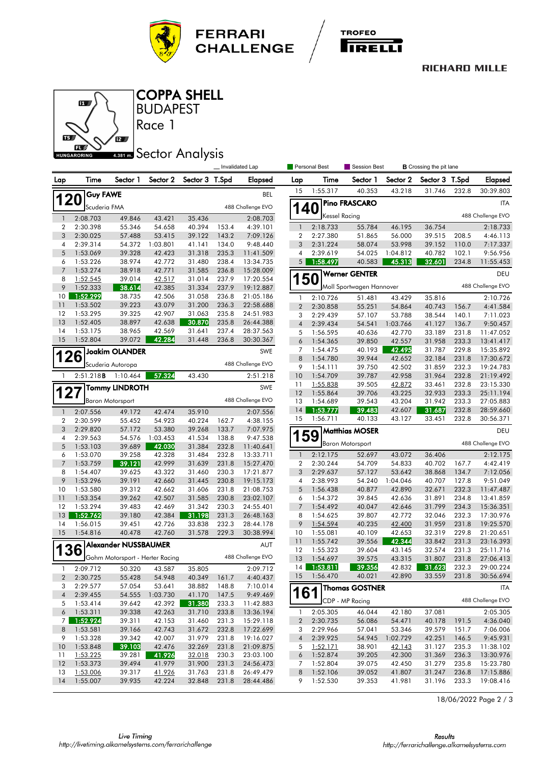# FERRARI CHALLENGE

TROFEO PIRELLI

RICHARD MILLE

## COPPA SHELL

BUDAPEST

Race 1

## Sector Analysis

HUNGARORING 4.381 m.

_ Invalidated Lap | Personal Best | Session Best | **B** Crossing the pit lane

### 120 Guy FAWE — BEL — Scuderia FMA — 488 Challenge EVO

| Lap | Time | Sector 1 | Sector 2 | Sector 3 | T.Spd | Elapsed |
|---|---|---|---|---|---|---|
| 1 | 2:08.703 | 49.846 | 43.421 | 35.436 | | 2:08.703 |
| 2 | 2:30.398 | 55.346 | 54.658 | 40.394 | 153.4 | 4:39.101 |
| 3 | 2:30.025 | 57.488 | 53.415 | 39.122 | 143.2 | 7:09.126 |
| 4 | 2:39.314 | 54.372 | 1:03.801 | 41.141 | 134.0 | 9:48.440 |
| 5 | 1:53.069 | 39.328 | 42.423 | 31.318 | 235.3 | 11:41.509 |
| 6 | 1:53.226 | 38.974 | 42.772 | 31.480 | 238.4 | 13:34.735 |
| 7 | 1:53.274 | 38.918 | 42.771 | 31.585 | 236.8 | 15:28.009 |
| 8 | 1:52.545 | 39.014 | 42.517 | 31.014 | 237.9 | 17:20.554 |
| 9 | 1:52.333 | 38.614 | 42.385 | 31.334 | 237.9 | 19:12.887 |
| 10 | 1:52.299 | 38.735 | 42.506 | 31.058 | 236.8 | 21:05.186 |
| 11 | 1:53.502 | 39.223 | 43.079 | 31.200 | 236.3 | 22:58.688 |
| 12 | 1:53.295 | 39.325 | 42.907 | 31.063 | 235.8 | 24:51.983 |
| 13 | 1:52.405 | 38.897 | 42.638 | 30.870 | 235.8 | 26:44.388 |
| 14 | 1:53.175 | 38.965 | 42.569 | 31.641 | 237.4 | 28:37.563 |
| 15 | 1:52.804 | 39.072 | 42.284 | 31.448 | 236.8 | 30:30.367 |

### 126 Joakim OLANDER — SWE — Scuderia Autoropa — 488 Challenge EVO

| Lap | Time | Sector 1 | Sector 2 | Sector 3 | T.Spd | Elapsed |
|---|---|---|---|---|---|---|
| 1 | 2:51.218**B** | 1:10.464 | 57.324 | 43.430 | | 2:51.218 |

### 127 Tommy LINDROTH — SWE — Baron Motorsport — 488 Challenge EVO

| Lap | Time | Sector 1 | Sector 2 | Sector 3 | T.Spd | Elapsed |
|---|---|---|---|---|---|---|
| 1 | 2:07.556 | 49.172 | 42.474 | 35.910 | | 2:07.556 |
| 2 | 2:30.599 | 55.452 | 54.923 | 40.224 | 162.7 | 4:38.155 |
| 3 | 2:29.820 | 57.172 | 53.380 | 39.268 | 133.7 | 7:07.975 |
| 4 | 2:39.563 | 54.576 | 1:03.453 | 41.534 | 138.8 | 9:47.538 |
| 5 | 1:53.103 | 39.689 | 42.030 | 31.384 | 232.8 | 11:40.641 |
| 6 | 1:53.070 | 39.258 | 42.328 | 31.484 | 232.8 | 13:33.711 |
| 7 | 1:53.759 | 39.121 | 42.999 | 31.639 | 231.8 | 15:27.470 |
| 8 | 1:54.407 | 39.625 | 43.322 | 31.460 | 230.3 | 17:21.877 |
| 9 | 1:53.296 | 39.191 | 42.660 | 31.445 | 230.8 | 19:15.173 |
| 10 | 1:53.580 | 39.312 | 42.662 | 31.606 | 231.8 | 21:08.753 |
| 11 | 1:53.354 | 39.262 | 42.507 | 31.585 | 230.8 | 23:02.107 |
| 12 | 1:53.294 | 39.483 | 42.469 | 31.342 | 230.3 | 24:55.401 |
| 13 | 1:52.762 | 39.180 | 42.384 | 31.198 | 231.3 | 26:48.163 |
| 14 | 1:56.015 | 39.451 | 42.726 | 33.838 | 232.3 | 28:44.178 |
| 15 | 1:54.816 | 40.478 | 42.760 | 31.578 | 229.3 | 30:38.994 |

### 136 Alexander NUSSBAUMER — AUT — Gohm Motorsport - Herter Racing — 488 Challenge EVO

| Lap | Time | Sector 1 | Sector 2 | Sector 3 | T.Spd | Elapsed |
|---|---|---|---|---|---|---|
| 1 | 2:09.712 | 50.320 | 43.587 | 35.805 | | 2:09.712 |
| 2 | 2:30.725 | 55.428 | 54.948 | 40.349 | 161.7 | 4:40.437 |
| 3 | 2:29.577 | 57.054 | 53.641 | 38.882 | 148.8 | 7:10.014 |
| 4 | 2:39.455 | 54.555 | 1:03.730 | 41.170 | 147.5 | 9:49.469 |
| 5 | 1:53.414 | 39.642 | 42.392 | 31.380 | 233.3 | 11:42.883 |
| 6 | 1:53.311 | 39.338 | 42.263 | 31.710 | 233.8 | 13:36.194 |
| 7 | 1:52.924 | 39.311 | 42.153 | 31.460 | 231.3 | 15:29.118 |
| 8 | 1:53.581 | 39.166 | 42.743 | 31.672 | 232.8 | 17:22.699 |
| 9 | 1:53.328 | 39.342 | 42.007 | 31.979 | 231.8 | 19:16.027 |
| 10 | 1:53.848 | 39.103 | 42.476 | 32.269 | 231.8 | 21:09.875 |
| 11 | 1:53.225 | 39.281 | 41.926 | 32.018 | 230.3 | 23:03.100 |
| 12 | 1:53.373 | 39.494 | 41.979 | 31.900 | 231.3 | 24:56.473 |
| 13 | 1:53.006 | 39.317 | 41.926 | 31.763 | 231.8 | 26:49.479 |
| 14 | 1:55.007 | 39.935 | 42.224 | 32.848 | 231.8 | 28:44.486 |
| 15 | 1:55.317 | 40.353 | 43.218 | 31.746 | 232.8 | 30:39.803 |

### 140 Pino FRASCARO — ITA — Kessel Racing — 488 Challenge EVO

| Lap | Time | Sector 1 | Sector 2 | Sector 3 | T.Spd | Elapsed |
|---|---|---|---|---|---|---|
| 1 | 2:18.733 | 55.784 | 46.195 | 36.754 | | 2:18.733 |
| 2 | 2:27.380 | 51.865 | 56.000 | 39.515 | 208.5 | 4:46.113 |
| 3 | 2:31.224 | 58.074 | 53.998 | 39.152 | 110.0 | 7:17.337 |
| 4 | 2:39.619 | 54.025 | 1:04.812 | 40.782 | 102.1 | 9:56.956 |
| 5 | 1:58.497 | 40.583 | 45.313 | 32.601 | 234.8 | 11:55.453 |

### 150 Werner GENTER — DEU — Moll Sportwagen Hannover — 488 Challenge EVO

| Lap | Time | Sector 1 | Sector 2 | Sector 3 | T.Spd | Elapsed |
|---|---|---|---|---|---|---|
| 1 | 2:10.726 | 51.481 | 43.429 | 35.816 | | 2:10.726 |
| 2 | 2:30.858 | 55.251 | 54.864 | 40.743 | 156.7 | 4:41.584 |
| 3 | 2:29.439 | 57.107 | 53.788 | 38.544 | 140.1 | 7:11.023 |
| 4 | 2:39.434 | 54.541 | 1:03.766 | 41.127 | 136.7 | 9:50.457 |
| 5 | 1:56.595 | 40.636 | 42.770 | 33.189 | 231.8 | 11:47.052 |
| 6 | 1:54.365 | 39.850 | 42.557 | 31.958 | 233.3 | 13:41.417 |
| 7 | 1:54.475 | 40.193 | 42.495 | 31.787 | 229.8 | 15:35.892 |
| 8 | 1:54.780 | 39.944 | 42.652 | 32.184 | 231.8 | 17:30.672 |
| 9 | 1:54.111 | 39.750 | 42.502 | 31.859 | 232.3 | 19:24.783 |
| 10 | 1:54.709 | 39.787 | 42.958 | 31.964 | 232.8 | 21:19.492 |
| 11 | 1:55.838 | 39.505 | 42.872 | 33.461 | 232.8 | 23:15.330 |
| 12 | 1:55.864 | 39.706 | 43.225 | 32.933 | 233.3 | 25:11.194 |
| 13 | 1:54.689 | 39.543 | 43.204 | 31.942 | 233.3 | 27:05.883 |
| 14 | 1:53.777 | 39.483 | 42.607 | 31.687 | 232.8 | 28:59.660 |
| 15 | 1:56.711 | 40.133 | 43.127 | 33.451 | 232.8 | 30:56.371 |

### 159 Matthias MOSER — DEU — Baron Motorsport — 488 Challenge EVO

| Lap | Time | Sector 1 | Sector 2 | Sector 3 | T.Spd | Elapsed |
|---|---|---|---|---|---|---|
| 1 | 2:12.175 | 52.697 | 43.072 | 36.406 | | 2:12.175 |
| 2 | 2:30.244 | 54.709 | 54.833 | 40.702 | 167.7 | 4:42.419 |
| 3 | 2:29.637 | 57.127 | 53.642 | 38.868 | 134.7 | 7:12.056 |
| 4 | 2:38.993 | 54.240 | 1:04.046 | 40.707 | 127.8 | 9:51.049 |
| 5 | 1:56.438 | 40.877 | 42.890 | 32.671 | 232.3 | 11:47.487 |
| 6 | 1:54.372 | 39.845 | 42.636 | 31.891 | 234.8 | 13:41.859 |
| 7 | 1:54.492 | 40.047 | 42.646 | 31.799 | 234.3 | 15:36.351 |
| 8 | 1:54.625 | 39.807 | 42.772 | 32.046 | 232.3 | 17:30.976 |
| 9 | 1:54.594 | 40.235 | 42.400 | 31.959 | 231.8 | 19:25.570 |
| 10 | 1:55.081 | 40.109 | 42.653 | 32.319 | 229.8 | 21:20.651 |
| 11 | 1:55.742 | 39.556 | 42.344 | 33.842 | 231.3 | 23:16.393 |
| 12 | 1:55.323 | 39.604 | 43.145 | 32.574 | 231.3 | 25:11.716 |
| 13 | 1:54.697 | 39.575 | 43.315 | 31.807 | 231.8 | 27:06.413 |
| 14 | 1:53.811 | 39.356 | 42.832 | 31.623 | 232.3 | 29:00.224 |
| 15 | 1:56.470 | 40.021 | 42.890 | 33.559 | 231.8 | 30:56.694 |

### 161 Thomas GOSTNER — ITA — CDP - MP Racing — 488 Challenge EVO

| Lap | Time | Sector 1 | Sector 2 | Sector 3 | T.Spd | Elapsed |
|---|---|---|---|---|---|---|
| 1 | 2:05.305 | 46.044 | 42.180 | 37.081 | | 2:05.305 |
| 2 | 2:30.735 | 56.086 | 54.471 | 40.178 | 191.5 | 4:36.040 |
| 3 | 2:29.966 | 57.041 | 53.346 | 39.579 | 151.7 | 7:06.006 |
| 4 | 2:39.925 | 54.945 | 1:02.729 | 42.251 | 146.5 | 9:45.931 |
| 5 | 1:52.171 | 38.901 | 42.143 | 31.127 | 235.3 | 11:38.102 |
| 6 | 1:52.874 | 39.205 | 42.300 | 31.369 | 236.3 | 13:30.976 |
| 7 | 1:52.804 | 39.075 | 42.450 | 31.279 | 235.8 | 15:23.780 |
| 8 | 1:52.106 | 39.052 | 41.807 | 31.247 | 236.8 | 17:15.886 |
| 9 | 1:52.530 | 39.353 | 41.981 | 31.196 | 233.3 | 19:08.416 |

18/06/2022 Page 2 / 3

Live Timing
http://livetiming.alkamelsystems.com/ferrarichallenge

Results
http://ferrarichallenge.alkamelsystems.com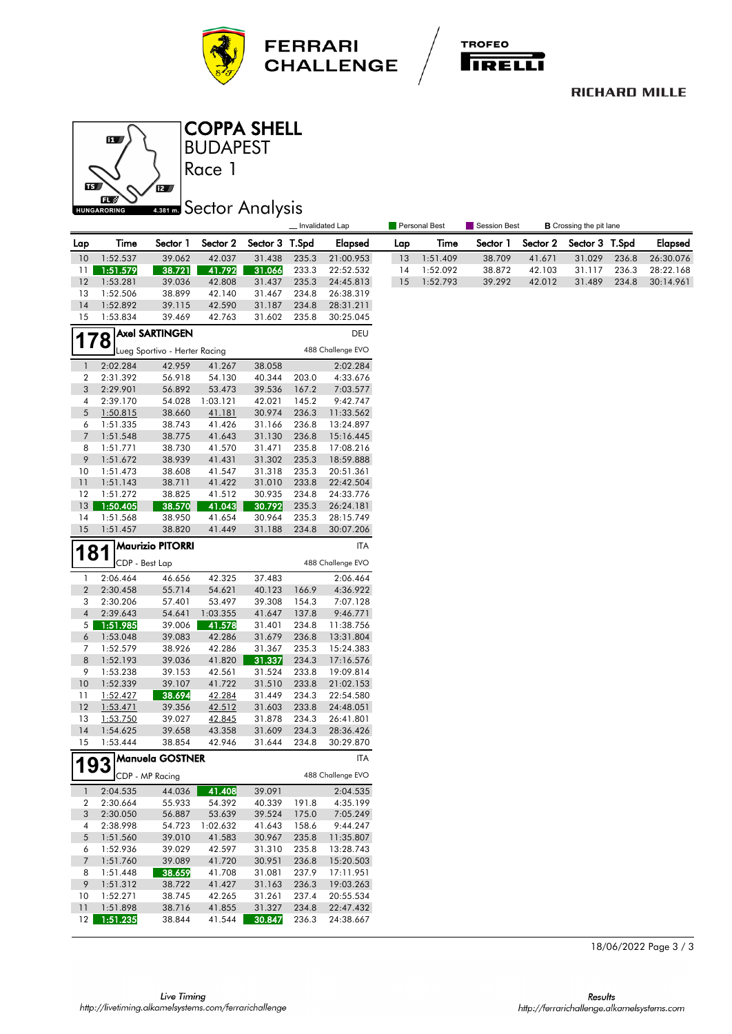# COPPA SHELL

BUDAPEST

Race 1

## Sector Analysis

_ Invalidated Lap | Personal Best | Session Best | **B** Crossing the pit lane

| Lap | Time | Sector 1 | Sector 2 | Sector 3 | T.Spd | Elapsed |
|---|---|---|---|---|---|---|
| 10 | 1:52.537 | 39.062 | 42.037 | 31.438 | 235.3 | 21:00.953 |
| 11 | 1:51.579 | 38.721 | 41.792 | 31.066 | 233.3 | 22:52.532 |
| 12 | 1:53.281 | 39.036 | 42.808 | 31.437 | 235.3 | 24:45.813 |
| 13 | 1:52.506 | 38.899 | 42.140 | 31.467 | 234.8 | 26:38.319 |
| 14 | 1:52.892 | 39.115 | 42.590 | 31.187 | 234.8 | 28:31.211 |
| 15 | 1:53.834 | 39.469 | 42.763 | 31.602 | 235.8 | 30:25.045 |

### 178 Axel SARTINGEN — DEU

Lueg Sportivo - Herter Racing — 488 Challenge EVO

| Lap | Time | Sector 1 | Sector 2 | Sector 3 | T.Spd | Elapsed |
|---|---|---|---|---|---|---|
| 1 | 2:02.284 | 42.959 | 41.267 | 38.058 | | 2:02.284 |
| 2 | 2:31.392 | 56.918 | 54.130 | 40.344 | 203.0 | 4:33.676 |
| 3 | 2:29.901 | 56.892 | 53.473 | 39.536 | 167.2 | 7:03.577 |
| 4 | 2:39.170 | 54.028 | 1:03.121 | 42.021 | 145.2 | 9:42.747 |
| 5 | 1:50.815 | 38.660 | 41.181 | 30.974 | 236.3 | 11:33.562 |
| 6 | 1:51.335 | 38.743 | 41.426 | 31.166 | 236.8 | 13:24.897 |
| 7 | 1:51.548 | 38.775 | 41.643 | 31.130 | 236.8 | 15:16.445 |
| 8 | 1:51.771 | 38.730 | 41.570 | 31.471 | 235.8 | 17:08.216 |
| 9 | 1:51.672 | 38.939 | 41.431 | 31.302 | 235.3 | 18:59.888 |
| 10 | 1:51.473 | 38.608 | 41.547 | 31.318 | 235.3 | 20:51.361 |
| 11 | 1:51.143 | 38.711 | 41.422 | 31.010 | 233.8 | 22:42.504 |
| 12 | 1:51.272 | 38.825 | 41.512 | 30.935 | 234.8 | 24:33.776 |
| 13 | 1:50.405 | 38.570 | 41.043 | 30.792 | 235.3 | 26:24.181 |
| 14 | 1:51.568 | 38.950 | 41.654 | 30.964 | 235.3 | 28:15.749 |
| 15 | 1:51.457 | 38.820 | 41.449 | 31.188 | 234.8 | 30:07.206 |

### 181 Maurizio PITORRI — ITA

CDP - Best Lap — 488 Challenge EVO

| Lap | Time | Sector 1 | Sector 2 | Sector 3 | T.Spd | Elapsed |
|---|---|---|---|---|---|---|
| 1 | 2:06.464 | 46.656 | 42.325 | 37.483 | | 2:06.464 |
| 2 | 2:30.458 | 55.714 | 54.621 | 40.123 | 166.9 | 4:36.922 |
| 3 | 2:30.206 | 57.401 | 53.497 | 39.308 | 154.3 | 7:07.128 |
| 4 | 2:39.643 | 54.641 | 1:03.355 | 41.647 | 137.8 | 9:46.771 |
| 5 | 1:51.985 | 39.006 | 41.578 | 31.401 | 234.8 | 11:38.756 |
| 6 | 1:53.048 | 39.083 | 42.286 | 31.679 | 236.8 | 13:31.804 |
| 7 | 1:52.579 | 38.926 | 42.286 | 31.367 | 235.3 | 15:24.383 |
| 8 | 1:52.193 | 39.036 | 41.820 | 31.337 | 234.3 | 17:16.576 |
| 9 | 1:53.238 | 39.153 | 42.561 | 31.524 | 233.8 | 19:09.814 |
| 10 | 1:52.339 | 39.107 | 41.722 | 31.510 | 233.8 | 21:02.153 |
| 11 | 1:52.427 | 38.694 | 42.284 | 31.449 | 234.3 | 22:54.580 |
| 12 | 1:53.471 | 39.356 | 42.512 | 31.603 | 233.8 | 24:48.051 |
| 13 | 1:53.750 | 39.027 | 42.845 | 31.878 | 234.3 | 26:41.801 |
| 14 | 1:54.625 | 39.658 | 43.358 | 31.609 | 234.3 | 28:36.426 |
| 15 | 1:53.444 | 38.854 | 42.946 | 31.644 | 234.8 | 30:29.870 |

### 193 Manuela GOSTNER — ITA

CDP - MP Racing — 488 Challenge EVO

| Lap | Time | Sector 1 | Sector 2 | Sector 3 | T.Spd | Elapsed |
|---|---|---|---|---|---|---|
| 1 | 2:04.535 | 44.036 | 41.408 | 39.091 | | 2:04.535 |
| 2 | 2:30.664 | 55.933 | 54.392 | 40.339 | 191.8 | 4:35.199 |
| 3 | 2:30.050 | 56.887 | 53.639 | 39.524 | 175.0 | 7:05.249 |
| 4 | 2:38.998 | 54.723 | 1:02.632 | 41.643 | 158.6 | 9:44.247 |
| 5 | 1:51.560 | 39.010 | 41.583 | 30.967 | 235.8 | 11:35.807 |
| 6 | 1:52.936 | 39.029 | 42.597 | 31.310 | 235.8 | 13:28.743 |
| 7 | 1:51.760 | 39.089 | 41.720 | 30.951 | 236.8 | 15:20.503 |
| 8 | 1:51.448 | 38.659 | 41.708 | 31.081 | 237.9 | 17:11.951 |
| 9 | 1:51.312 | 38.722 | 41.427 | 31.163 | 236.3 | 19:03.263 |
| 10 | 1:52.271 | 38.745 | 42.265 | 31.261 | 237.4 | 20:55.534 |
| 11 | 1:51.898 | 38.716 | 41.855 | 31.327 | 234.8 | 22:47.432 |
| 12 | 1:51.235 | 38.844 | 41.544 | 30.847 | 236.3 | 24:38.667 |
| 13 | 1:51.409 | 38.709 | 41.671 | 31.029 | 236.8 | 26:30.076 |
| 14 | 1:52.092 | 38.872 | 42.103 | 31.117 | 236.3 | 28:22.168 |
| 15 | 1:52.793 | 39.292 | 42.012 | 31.489 | 234.8 | 30:14.961 |

18/06/2022

Live Timing
http://livetiming.alkamelsystems.com/ferrarichallenge

Results
http://ferrarichallenge.alkamelsystems.com